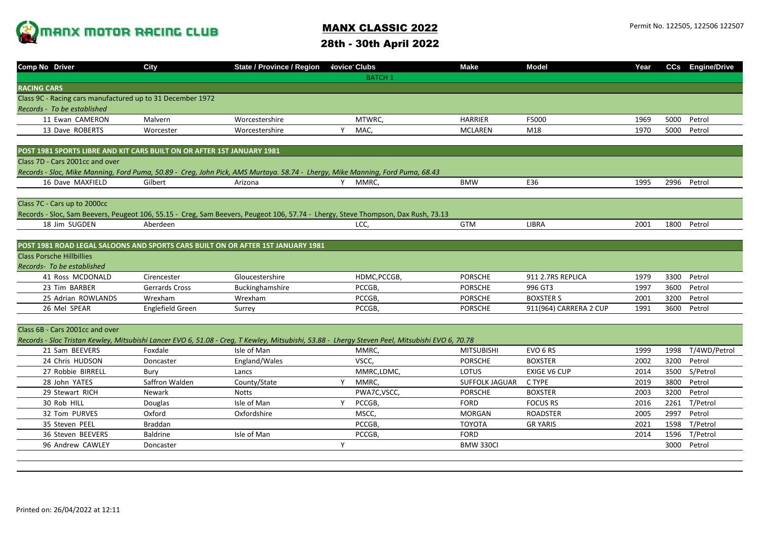MANX MOTOR RACING CLUB

# MANX CLASSIC 2022

## 28th - 30th April 2022

Permit No. 122505, 122506 122507

| Comp No | Driver | City | State / Province / Region | Novice | Clubs | Make | Model | Year | CCs | Engine/Drive |
|---|---|---|---|---|---|---|---|---|---|---|
| | | | | | BATCH 1 | | | | | |
| **RACING CARS** | | | | | | | | | | |
| Class 9C - Racing cars manufactured up to 31 December 1972 | | | | | | | | | | |
| *Records - To be established* | | | | | | | | | | |
| 11 | Ewan CAMERON | Malvern | Worcestershire | | MTWRC, | HARRIER | F5000 | 1969 | 5000 | Petrol |
| 13 | Dave ROBERTS | Worcester | Worcestershire | Y | MAC, | MCLAREN | M18 | 1970 | 5000 | Petrol |
| **POST 1981 SPORTS LIBRE AND KIT CARS BUILT ON OR AFTER 1ST JANUARY 1981** | | | | | | | | | | |
| Class 7D - Cars 2001cc and over | | | | | | | | | | |
| *Records - Sloc, Mike Manning, Ford Puma, 50.89 - Creg, John Pick, AMS Murtaya. 58.74 - Lhergy, Mike Manning, Ford Puma, 68.43* | | | | | | | | | | |
| 16 | Dave MAXFIELD | Gilbert | Arizona | Y | MMRC, | BMW | E36 | 1995 | 2996 | Petrol |
| Class 7C - Cars up to 2000cc | | | | | | | | | | |
| *Records - Sloc, Sam Beevers, Peugeot 106, 55.15 - Creg, Sam Beevers, Peugeot 106, 57.74 - Lhergy, Steve Thompson, Dax Rush, 73.13* | | | | | | | | | | |
| 18 | Jim SUGDEN | Aberdeen | | | LCC, | GTM | LIBRA | 2001 | 1800 | Petrol |
| **POST 1981 ROAD LEGAL SALOONS AND SPORTS CARS BUILT ON OR AFTER 1ST JANUARY 1981** | | | | | | | | | | |
| Class Porsche Hillbillies | | | | | | | | | | |
| *Records- To be established* | | | | | | | | | | |
| 41 | Ross MCDONALD | Cirencester | Gloucestershire | | HDMC,PCCGB, | PORSCHE | 911 2.7RS REPLICA | 1979 | 3300 | Petrol |
| 23 | Tim BARBER | Gerrards Cross | Buckinghamshire | | PCCGB, | PORSCHE | 996 GT3 | 1997 | 3600 | Petrol |
| 25 | Adrian ROWLANDS | Wrexham | Wrexham | | PCCGB, | PORSCHE | BOXSTER S | 2001 | 3200 | Petrol |
| 26 | Mel SPEAR | Englefield Green | Surrey | | PCCGB, | PORSCHE | 911(964) CARRERA 2 CUP | 1991 | 3600 | Petrol |
| Class 6B - Cars 2001cc and over | | | | | | | | | | |
| *Records - Sloc Tristan Kewley, Mitsubishi Lancer EVO 6, 51.08 - Creg, T Kewley, Mitsubishi, 53.88 - Lhergy Steven Peel, Mitsubishi EVO 6, 70.78* | | | | | | | | | | |
| 21 | Sam BEEVERS | Foxdale | Isle of Man | | MMRC, | MITSUBISHI | EVO 6 RS | 1999 | 1998 | T/4WD/Petrol |
| 24 | Chris HUDSON | Doncaster | England/Wales | | VSCC, | PORSCHE | BOXSTER | 2002 | 3200 | Petrol |
| 27 | Robbie BIRRELL | Bury | Lancs | | MMRC,LDMC, | LOTUS | EXIGE V6 CUP | 2014 | 3500 | S/Petrol |
| 28 | John YATES | Saffron Walden | County/State | Y | MMRC, | SUFFOLK JAGUAR | C TYPE | 2019 | 3800 | Petrol |
| 29 | Stewart RICH | Newark | Notts | | PWA7C,VSCC, | PORSCHE | BOXSTER | 2003 | 3200 | Petrol |
| 30 | Rob HILL | Douglas | Isle of Man | Y | PCCGB, | FORD | FOCUS RS | 2016 | 2261 | T/Petrol |
| 32 | Tom PURVES | Oxford | Oxfordshire | | MSCC, | MORGAN | ROADSTER | 2005 | 2997 | Petrol |
| 35 | Steven PEEL | Braddan | | | PCCGB, | TOYOTA | GR YARIS | 2021 | 1598 | T/Petrol |
| 36 | Steven BEEVERS | Baldrine | Isle of Man | | PCCGB, | FORD | | 2014 | 1596 | T/Petrol |
| 96 | Andrew CAWLEY | Doncaster | | Y | | BMW 330CI | | | 3000 | Petrol |

Printed on: 26/04/2022 at 12:11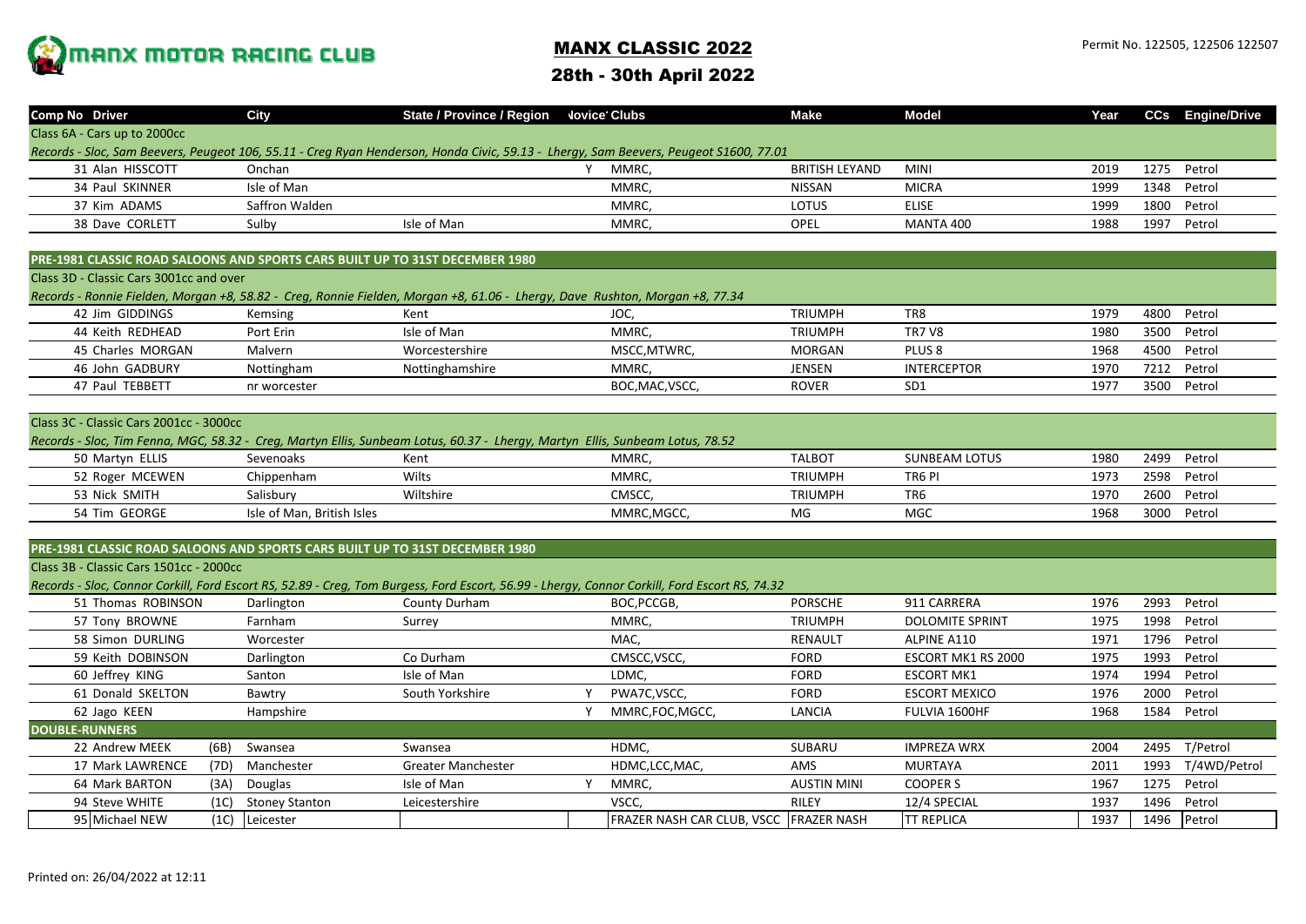# MANX MOTOR RACING CLUB

## MANX CLASSIC 2022

## 28th - 30th April 2022

Permit No. 122505, 122506 122507

| Comp No | Driver | City | State / Province / Region | Novice | Clubs | Make | Model | Year | CCs | Engine/Drive |
|---|---|---|---|---|---|---|---|---|---|---|
| Class 6A - Cars up to 2000cc | | | | | | | | | | |
| *Records - Sloc, Sam Beevers, Peugeot 106, 55.11 - Creg Ryan Henderson, Honda Civic, 59.13 - Lhergy, Sam Beevers, Peugeot S1600, 77.01* | | | | | | | | | | |
| 31 | Alan HISSCOTT | Onchan | | Y | MMRC, | BRITISH LEYAND | MINI | 2019 | 1275 | Petrol |
| 34 | Paul SKINNER | Isle of Man | | | MMRC, | NISSAN | MICRA | 1999 | 1348 | Petrol |
| 37 | Kim ADAMS | Saffron Walden | | | MMRC, | LOTUS | ELISE | 1999 | 1800 | Petrol |
| 38 | Dave CORLETT | Sulby | Isle of Man | | MMRC, | OPEL | MANTA 400 | 1988 | 1997 | Petrol |
| **PRE-1981 CLASSIC ROAD SALOONS AND SPORTS CARS BUILT UP TO 31ST DECEMBER 1980** | | | | | | | | | | |
| Class 3D - Classic Cars 3001cc and over | | | | | | | | | | |
| *Records - Ronnie Fielden, Morgan +8, 58.82 - Creg, Ronnie Fielden, Morgan +8, 61.06 - Lhergy, Dave Rushton, Morgan +8, 77.34* | | | | | | | | | | |
| 42 | Jim GIDDINGS | Kemsing | Kent | | JOC, | TRIUMPH | TR8 | 1979 | 4800 | Petrol |
| 44 | Keith REDHEAD | Port Erin | Isle of Man | | MMRC, | TRIUMPH | TR7 V8 | 1980 | 3500 | Petrol |
| 45 | Charles MORGAN | Malvern | Worcestershire | | MSCC,MTWRC, | MORGAN | PLUS 8 | 1968 | 4500 | Petrol |
| 46 | John GADBURY | Nottingham | Nottinghamshire | | MMRC, | JENSEN | INTERCEPTOR | 1970 | 7212 | Petrol |
| 47 | Paul TEBBETT | nr worcester | | | BOC,MAC,VSCC, | ROVER | SD1 | 1977 | 3500 | Petrol |
| Class 3C - Classic Cars 2001cc - 3000cc | | | | | | | | | | |
| *Records - Sloc, Tim Fenna, MGC, 58.32 - Creg, Martyn Ellis, Sunbeam Lotus, 60.37 - Lhergy, Martyn Ellis, Sunbeam Lotus, 78.52* | | | | | | | | | | |
| 50 | Martyn ELLIS | Sevenoaks | Kent | | MMRC, | TALBOT | SUNBEAM LOTUS | 1980 | 2499 | Petrol |
| 52 | Roger MCEWEN | Chippenham | Wilts | | MMRC, | TRIUMPH | TR6 PI | 1973 | 2598 | Petrol |
| 53 | Nick SMITH | Salisbury | Wiltshire | | CMSCC, | TRIUMPH | TR6 | 1970 | 2600 | Petrol |
| 54 | Tim GEORGE | Isle of Man, British Isles | | | MMRC,MGCC, | MG | MGC | 1968 | 3000 | Petrol |
| **PRE-1981 CLASSIC ROAD SALOONS AND SPORTS CARS BUILT UP TO 31ST DECEMBER 1980** | | | | | | | | | | |
| Class 3B - Classic Cars 1501cc - 2000cc | | | | | | | | | | |
| *Records - Sloc, Connor Corkill, Ford Escort RS, 52.89 - Creg, Tom Burgess, Ford Escort, 56.99 - Lhergy, Connor Corkill, Ford Escort RS, 74.32* | | | | | | | | | | |
| 51 | Thomas ROBINSON | Darlington | County Durham | | BOC,PCCGB, | PORSCHE | 911 CARRERA | 1976 | 2993 | Petrol |
| 57 | Tony BROWNE | Farnham | Surrey | | MMRC, | TRIUMPH | DOLOMITE SPRINT | 1975 | 1998 | Petrol |
| 58 | Simon DURLING | Worcester | | | MAC, | RENAULT | ALPINE A110 | 1971 | 1796 | Petrol |
| 59 | Keith DOBINSON | Darlington | Co Durham | | CMSCC,VSCC, | FORD | ESCORT MK1 RS 2000 | 1975 | 1993 | Petrol |
| 60 | Jeffrey KING | Santon | Isle of Man | | LDMC, | FORD | ESCORT MK1 | 1974 | 1994 | Petrol |
| 61 | Donald SKELTON | Bawtry | South Yorkshire | Y | PWA7C,VSCC, | FORD | ESCORT MEXICO | 1976 | 2000 | Petrol |
| 62 | Jago KEEN | Hampshire | | Y | MMRC,FOC,MGCC, | LANCIA | FULVIA 1600HF | 1968 | 1584 | Petrol |
| **DOUBLE-RUNNERS** | | | | | | | | | | |
| 22 | Andrew MEEK (6B) | Swansea | Swansea | | HDMC, | SUBARU | IMPREZA WRX | 2004 | 2495 | T/Petrol |
| 17 | Mark LAWRENCE (7D) | Manchester | Greater Manchester | | HDMC,LCC,MAC, | AMS | MURTAYA | 2011 | 1993 | T/4WD/Petrol |
| 64 | Mark BARTON (3A) | Douglas | Isle of Man | Y | MMRC, | AUSTIN MINI | COOPER S | 1967 | 1275 | Petrol |
| 94 | Steve WHITE (1C) | Stoney Stanton | Leicestershire | | VSCC, | RILEY | 12/4 SPECIAL | 1937 | 1496 | Petrol |
| 95 | Michael NEW (1C) | Leicester | | | FRAZER NASH CAR CLUB, VSCC | FRAZER NASH | TT REPLICA | 1937 | 1496 | Petrol |

Printed on: 26/04/2022 at 12:11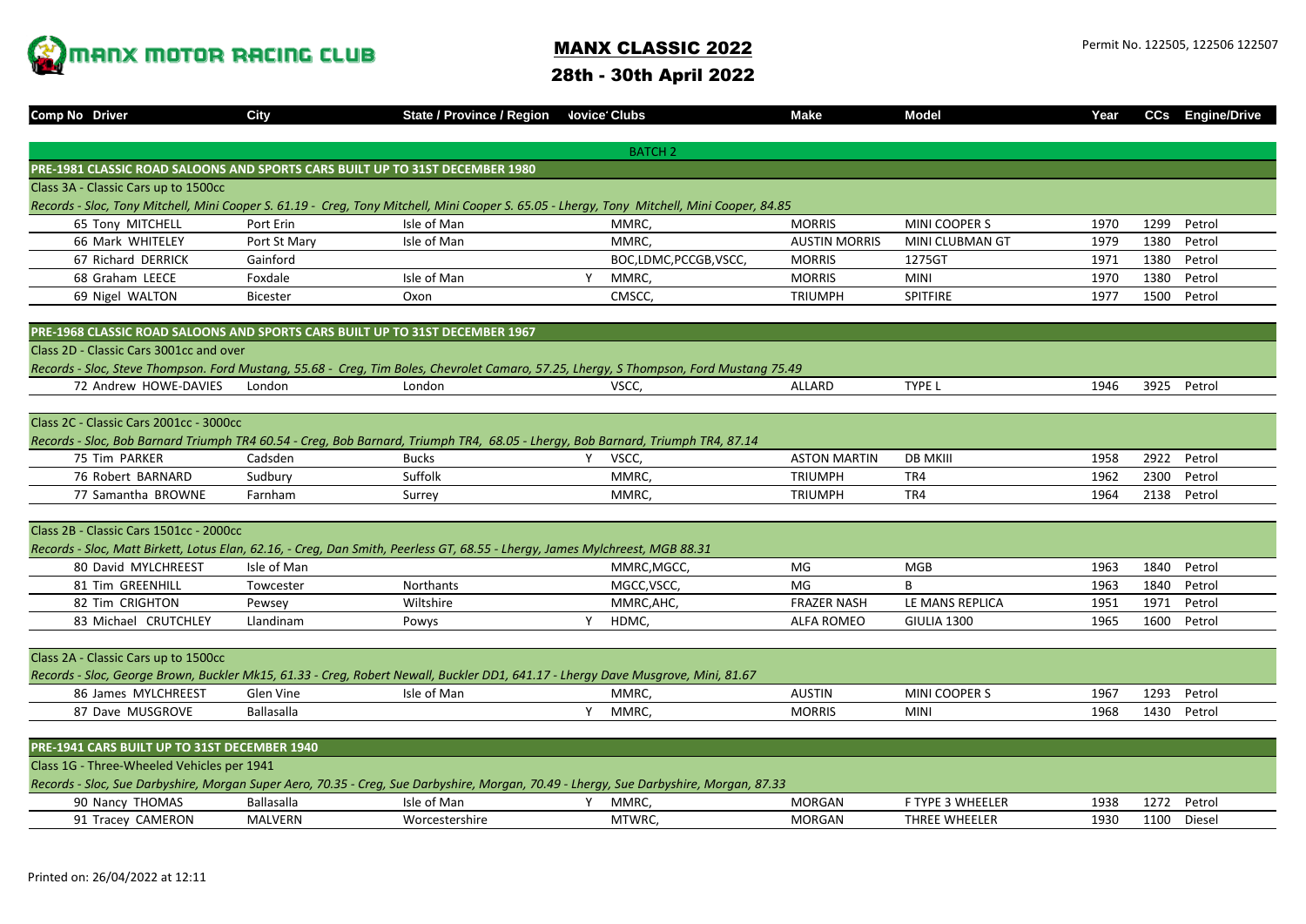# MANX MOTOR RACING CLUB

## MANX CLASSIC 2022

## 28th - 30th April 2022

Permit No. 122505, 122506 122507

| Comp No | Driver | City | State / Province / Region | Novice | Clubs | Make | Model | Year | CCs | Engine/Drive |
|---|---|---|---|---|---|---|---|---|---|---|
| | | | | | **BATCH 2** | | | | | |
| **PRE-1981 CLASSIC ROAD SALOONS AND SPORTS CARS BUILT UP TO 31ST DECEMBER 1980** | | | | | | | | | | |
| Class 3A - Classic Cars up to 1500cc | | | | | | | | | | |
| *Records - Sloc, Tony Mitchell, Mini Cooper S. 61.19 - Creg, Tony Mitchell, Mini Cooper S. 65.05 - Lhergy, Tony Mitchell, Mini Cooper, 84.85* | | | | | | | | | | |
| 65 | Tony MITCHELL | Port Erin | Isle of Man | | MMRC, | MORRIS | MINI COOPER S | 1970 | 1299 | Petrol |
| 66 | Mark WHITELEY | Port St Mary | Isle of Man | | MMRC, | AUSTIN MORRIS | MINI CLUBMAN GT | 1979 | 1380 | Petrol |
| 67 | Richard DERRICK | Gainford | | | BOC,LDMC,PCCGB,VSCC, | MORRIS | 1275GT | 1971 | 1380 | Petrol |
| 68 | Graham LEECE | Foxdale | Isle of Man | Y | MMRC, | MORRIS | MINI | 1970 | 1380 | Petrol |
| 69 | Nigel WALTON | Bicester | Oxon | | CMSCC, | TRIUMPH | SPITFIRE | 1977 | 1500 | Petrol |
| **PRE-1968 CLASSIC ROAD SALOONS AND SPORTS CARS BUILT UP TO 31ST DECEMBER 1967** | | | | | | | | | | |
| Class 2D - Classic Cars 3001cc and over | | | | | | | | | | |
| *Records - Sloc, Steve Thompson. Ford Mustang, 55.68 - Creg, Tim Boles, Chevrolet Camaro, 57.25, Lhergy, S Thompson, Ford Mustang 75.49* | | | | | | | | | | |
| 72 | Andrew HOWE-DAVIES | London | London | | VSCC, | ALLARD | TYPE L | 1946 | 3925 | Petrol |
| Class 2C - Classic Cars 2001cc - 3000cc | | | | | | | | | | |
| *Records - Sloc, Bob Barnard Triumph TR4 60.54 - Creg, Bob Barnard, Triumph TR4, 68.05 - Lhergy, Bob Barnard, Triumph TR4, 87.14* | | | | | | | | | | |
| 75 | Tim PARKER | Cadsden | Bucks | Y | VSCC, | ASTON MARTIN | DB MKIII | 1958 | 2922 | Petrol |
| 76 | Robert BARNARD | Sudbury | Suffolk | | MMRC, | TRIUMPH | TR4 | 1962 | 2300 | Petrol |
| 77 | Samantha BROWNE | Farnham | Surrey | | MMRC, | TRIUMPH | TR4 | 1964 | 2138 | Petrol |
| Class 2B - Classic Cars 1501cc - 2000cc | | | | | | | | | | |
| *Records - Sloc, Matt Birkett, Lotus Elan, 62.16, - Creg, Dan Smith, Peerless GT, 68.55 - Lhergy, James Mylchreest, MGB 88.31* | | | | | | | | | | |
| 80 | David MYLCHREEST | Isle of Man | | | MMRC,MGCC, | MG | MGB | 1963 | 1840 | Petrol |
| 81 | Tim GREENHILL | Towcester | Northants | | MGCC,VSCC, | MG | B | 1963 | 1840 | Petrol |
| 82 | Tim CRIGHTON | Pewsey | Wiltshire | | MMRC,AHC, | FRAZER NASH | LE MANS REPLICA | 1951 | 1971 | Petrol |
| 83 | Michael CRUTCHLEY | Llandinam | Powys | Y | HDMC, | ALFA ROMEO | GIULIA 1300 | 1965 | 1600 | Petrol |
| Class 2A - Classic Cars up to 1500cc | | | | | | | | | | |
| *Records - Sloc, George Brown, Buckler Mk15, 61.33 - Creg, Robert Newall, Buckler DD1, 641.17 - Lhergy Dave Musgrove, Mini, 81.67* | | | | | | | | | | |
| 86 | James MYLCHREEST | Glen Vine | Isle of Man | | MMRC, | AUSTIN | MINI COOPER S | 1967 | 1293 | Petrol |
| 87 | Dave MUSGROVE | Ballasalla | | Y | MMRC, | MORRIS | MINI | 1968 | 1430 | Petrol |
| **PRE-1941 CARS BUILT UP TO 31ST DECEMBER 1940** | | | | | | | | | | |
| Class 1G - Three-Wheeled Vehicles per 1941 | | | | | | | | | | |
| *Records - Sloc, Sue Darbyshire, Morgan Super Aero, 70.35 - Creg, Sue Darbyshire, Morgan, 70.49 - Lhergy, Sue Darbyshire, Morgan, 87.33* | | | | | | | | | | |
| 90 | Nancy THOMAS | Ballasalla | Isle of Man | Y | MMRC, | MORGAN | F TYPE 3 WHEELER | 1938 | 1272 | Petrol |
| 91 | Tracey CAMERON | MALVERN | Worcestershire | | MTWRC, | MORGAN | THREE WHEELER | 1930 | 1100 | Diesel |

Printed on: 26/04/2022 at 12:11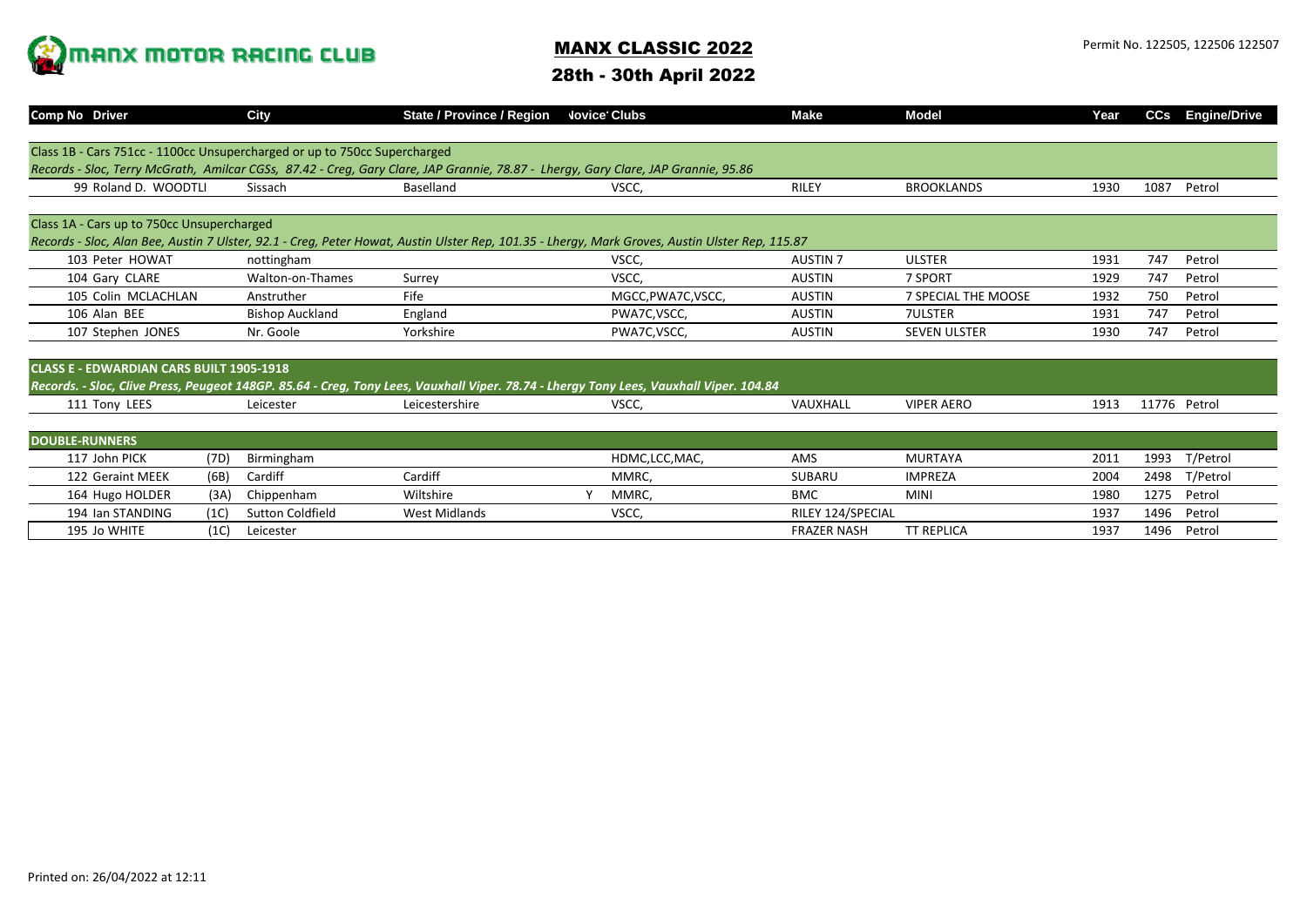# MANX MOTOR RACING CLUB

## MANX CLASSIC 2022

## 28th - 30th April 2022

Permit No. 122505, 122506 122507

| Comp No | Driver | | City | State / Province / Region | Novice | Clubs | Make | Model | Year | CCs | Engine/Drive |
|---|---|---|---|---|---|---|---|---|---|---|---|
| Class 1B - Cars 751cc - 1100cc Unsupercharged or up to 750cc Supercharged | | | | | | | | | | | |
| *Records - Sloc, Terry McGrath, Amilcar CGSs, 87.42 - Creg, Gary Clare, JAP Grannie, 78.87 - Lhergy, Gary Clare, JAP Grannie, 95.86* | | | | | | | | | | | |
| 99 | Roland D. WOODTLI | | Sissach | Baselland | | VSCC, | RILEY | BROOKLANDS | 1930 | 1087 | Petrol |
| Class 1A - Cars up to 750cc Unsupercharged | | | | | | | | | | | |
| *Records - Sloc, Alan Bee, Austin 7 Ulster, 92.1 - Creg, Peter Howat, Austin Ulster Rep, 101.35 - Lhergy, Mark Groves, Austin Ulster Rep, 115.87* | | | | | | | | | | | |
| 103 | Peter HOWAT | | nottingham | | | VSCC, | AUSTIN 7 | ULSTER | 1931 | 747 | Petrol |
| 104 | Gary CLARE | | Walton-on-Thames | Surrey | | VSCC, | AUSTIN | 7 SPORT | 1929 | 747 | Petrol |
| 105 | Colin MCLACHLAN | | Anstruther | Fife | | MGCC,PWA7C,VSCC, | AUSTIN | 7 SPECIAL THE MOOSE | 1932 | 750 | Petrol |
| 106 | Alan BEE | | Bishop Auckland | England | | PWA7C,VSCC, | AUSTIN | 7ULSTER | 1931 | 747 | Petrol |
| 107 | Stephen JONES | | Nr. Goole | Yorkshire | | PWA7C,VSCC, | AUSTIN | SEVEN ULSTER | 1930 | 747 | Petrol |
| **CLASS E - EDWARDIAN CARS BUILT 1905-1918** | | | | | | | | | | | |
| *Records. - Sloc, Clive Press, Peugeot 148GP. 85.64 - Creg, Tony Lees, Vauxhall Viper. 78.74 - Lhergy Tony Lees, Vauxhall Viper. 104.84* | | | | | | | | | | | |
| 111 | Tony LEES | | Leicester | Leicestershire | | VSCC, | VAUXHALL | VIPER AERO | 1913 | 11776 | Petrol |
| **DOUBLE-RUNNERS** | | | | | | | | | | | |
| 117 | John PICK | (7D) | Birmingham | | | HDMC,LCC,MAC, | AMS | MURTAYA | 2011 | 1993 | T/Petrol |
| 122 | Geraint MEEK | (6B) | Cardiff | Cardiff | | MMRC, | SUBARU | IMPREZA | 2004 | 2498 | T/Petrol |
| 164 | Hugo HOLDER | (3A) | Chippenham | Wiltshire | Y | MMRC, | BMC | MINI | 1980 | 1275 | Petrol |
| 194 | Ian STANDING | (1C) | Sutton Coldfield | West Midlands | | VSCC, | RILEY 124/SPECIAL | | 1937 | 1496 | Petrol |
| 195 | Jo WHITE | (1C) | Leicester | | | | FRAZER NASH | TT REPLICA | 1937 | 1496 | Petrol |

Printed on: 26/04/2022 at 12:11